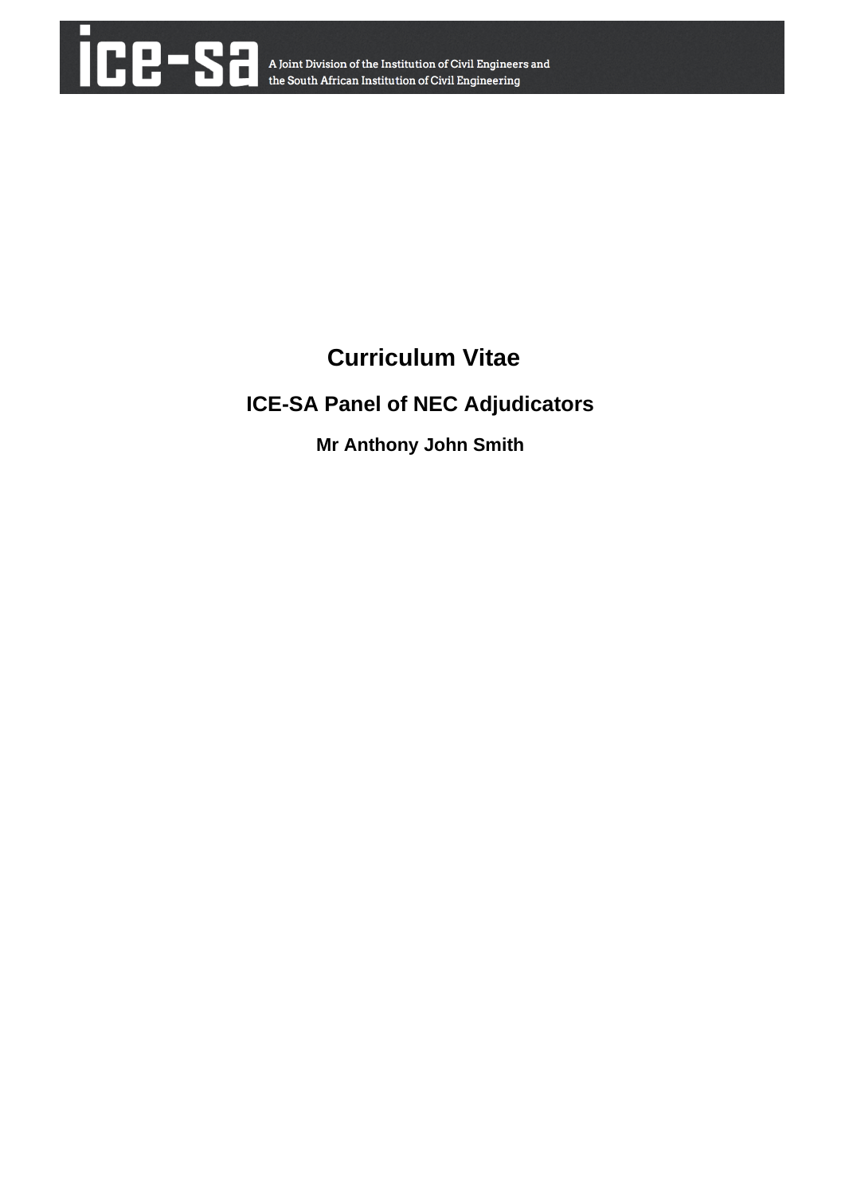ice-sa A Joint Division of the Institution of Civil Engineers and the South African Institution of Civil Engineering

# Curriculum Vitae

## ICE-SA Panel of NEC Adjudicators

### Mr Anthony John Smith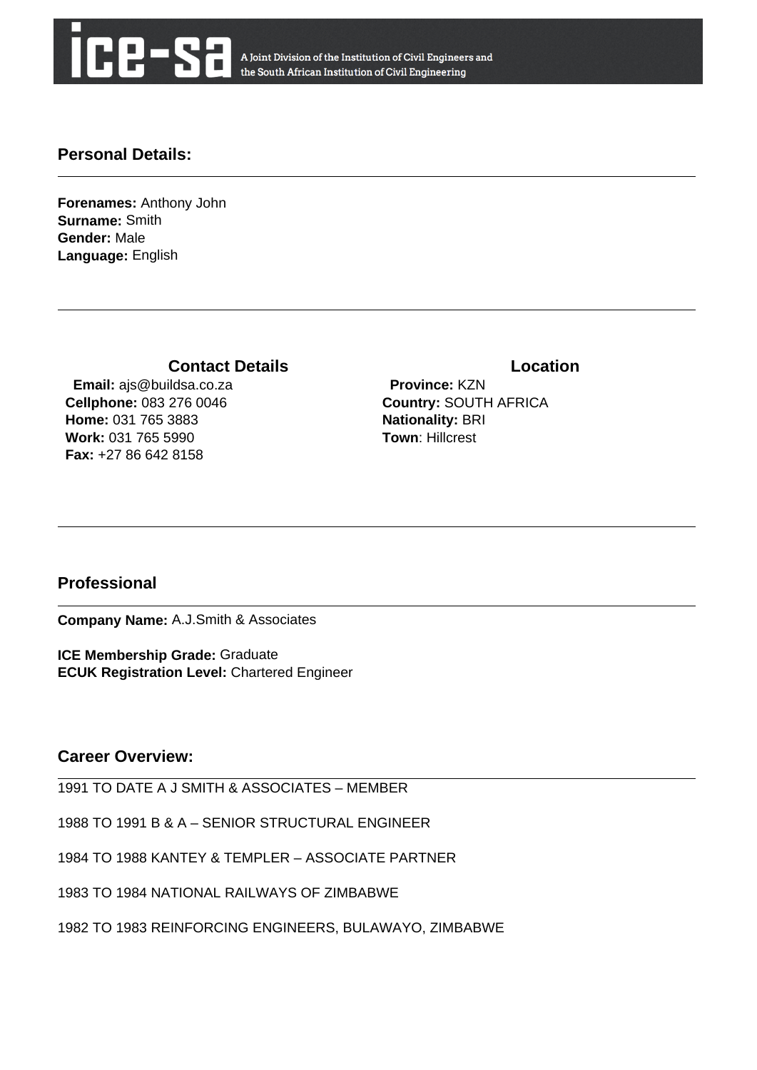ice-sa A Joint Division of the Institution of Civil Engineers and the South African Institution of Civil Engineering

## Personal Details:

**Forenames:** Anthony John
**Surname:** Smith
**Gender:** Male
**Language:** English

### Contact Details

**Email:** ajs@buildsa.co.za
**Cellphone:** 083 276 0046
**Home:** 031 765 3883
**Work:** 031 765 5990
**Fax:** +27 86 642 8158

### Location

**Province:** KZN
**Country:** SOUTH AFRICA
**Nationality:** BRI
**Town**: Hillcrest

## Professional

**Company Name:** A.J.Smith & Associates

**ICE Membership Grade:** Graduate
**ECUK Registration Level:** Chartered Engineer

## Career Overview:

1991 TO DATE A J SMITH & ASSOCIATES – MEMBER

1988 TO 1991 B & A – SENIOR STRUCTURAL ENGINEER

1984 TO 1988 KANTEY & TEMPLER – ASSOCIATE PARTNER

1983 TO 1984 NATIONAL RAILWAYS OF ZIMBABWE

1982 TO 1983 REINFORCING ENGINEERS, BULAWAYO, ZIMBABWE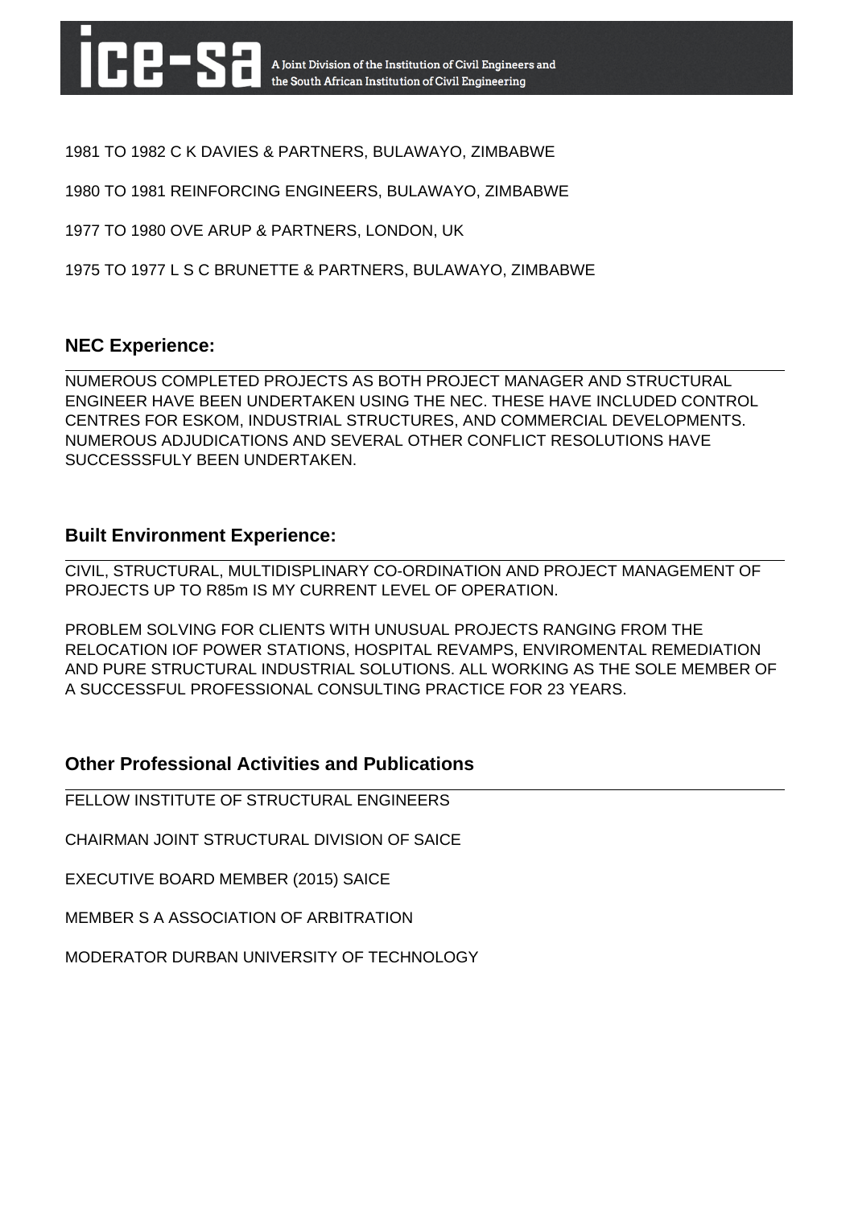1981 TO 1982 C K DAVIES & PARTNERS, BULAWAYO, ZIMBABWE

1980 TO 1981 REINFORCING ENGINEERS, BULAWAYO, ZIMBABWE

1977 TO 1980 OVE ARUP & PARTNERS, LONDON, UK

1975 TO 1977 L S C BRUNETTE & PARTNERS, BULAWAYO, ZIMBABWE

## NEC Experience:

NUMEROUS COMPLETED PROJECTS AS BOTH PROJECT MANAGER AND STRUCTURAL ENGINEER HAVE BEEN UNDERTAKEN USING THE NEC. THESE HAVE INCLUDED CONTROL CENTRES FOR ESKOM, INDUSTRIAL STRUCTURES, AND COMMERCIAL DEVELOPMENTS. NUMEROUS ADJUDICATIONS AND SEVERAL OTHER CONFLICT RESOLUTIONS HAVE SUCCESSSFULY BEEN UNDERTAKEN.

## Built Environment Experience:

CIVIL, STRUCTURAL, MULTIDISPLINARY CO-ORDINATION AND PROJECT MANAGEMENT OF PROJECTS UP TO R85m IS MY CURRENT LEVEL OF OPERATION.

PROBLEM SOLVING FOR CLIENTS WITH UNUSUAL PROJECTS RANGING FROM THE RELOCATION IOF POWER STATIONS, HOSPITAL REVAMPS, ENVIROMENTAL REMEDIATION AND PURE STRUCTURAL INDUSTRIAL SOLUTIONS. ALL WORKING AS THE SOLE MEMBER OF A SUCCESSFUL PROFESSIONAL CONSULTING PRACTICE FOR 23 YEARS.

## Other Professional Activities and Publications

FELLOW INSTITUTE OF STRUCTURAL ENGINEERS

CHAIRMAN JOINT STRUCTURAL DIVISION OF SAICE

EXECUTIVE BOARD MEMBER (2015) SAICE

MEMBER S A ASSOCIATION OF ARBITRATION

MODERATOR DURBAN UNIVERSITY OF TECHNOLOGY